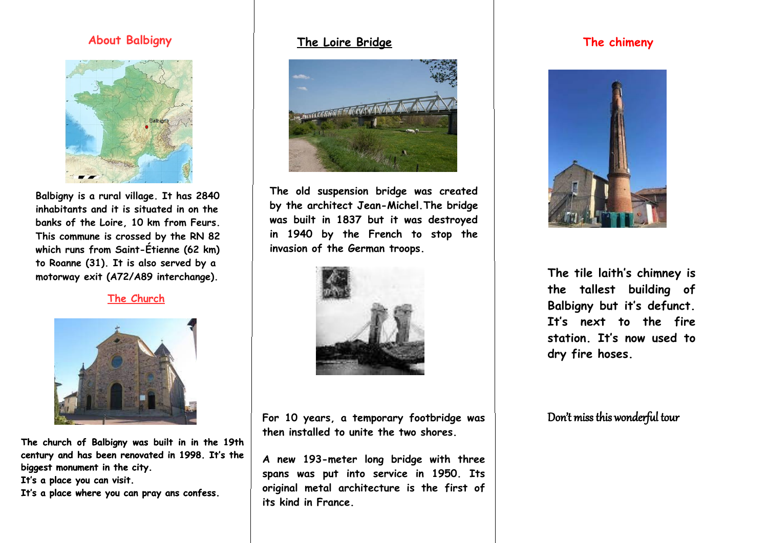## About Balbigny

Balbigny is a rural village. It has 2840 inhabitants and it is situated in on the banks of the Loire, 10 km from Feurs. This commune is crossed by the RN 82 which runs from Saint-Étienne (62 km) to Roanne (31). It is also served by a motorway exit (A72/A89 interchange).

## The Church

The church of Balbigny was built in in the 19th century and has been renovated in 1998. It's the biggest monument in the city.
It's a place you can visit.
It's a place where you can pray ans confess.

## The Loire Bridge

The old suspension bridge was created by the architect Jean-Michel.The bridge was built in 1837 but it was destroyed in 1940 by the French to stop the invasion of the German troops.

For 10 years, a temporary footbridge was then installed to unite the two shores.

A new 193-meter long bridge with three spans was put into service in 1950. Its original metal architecture is the first of its kind in France.

## The chimeny

The tile laith's chimney is the tallest building of Balbigny but it's defunct. It's next to the fire station. It's now used to dry fire hoses.

Don't miss this wonderful tour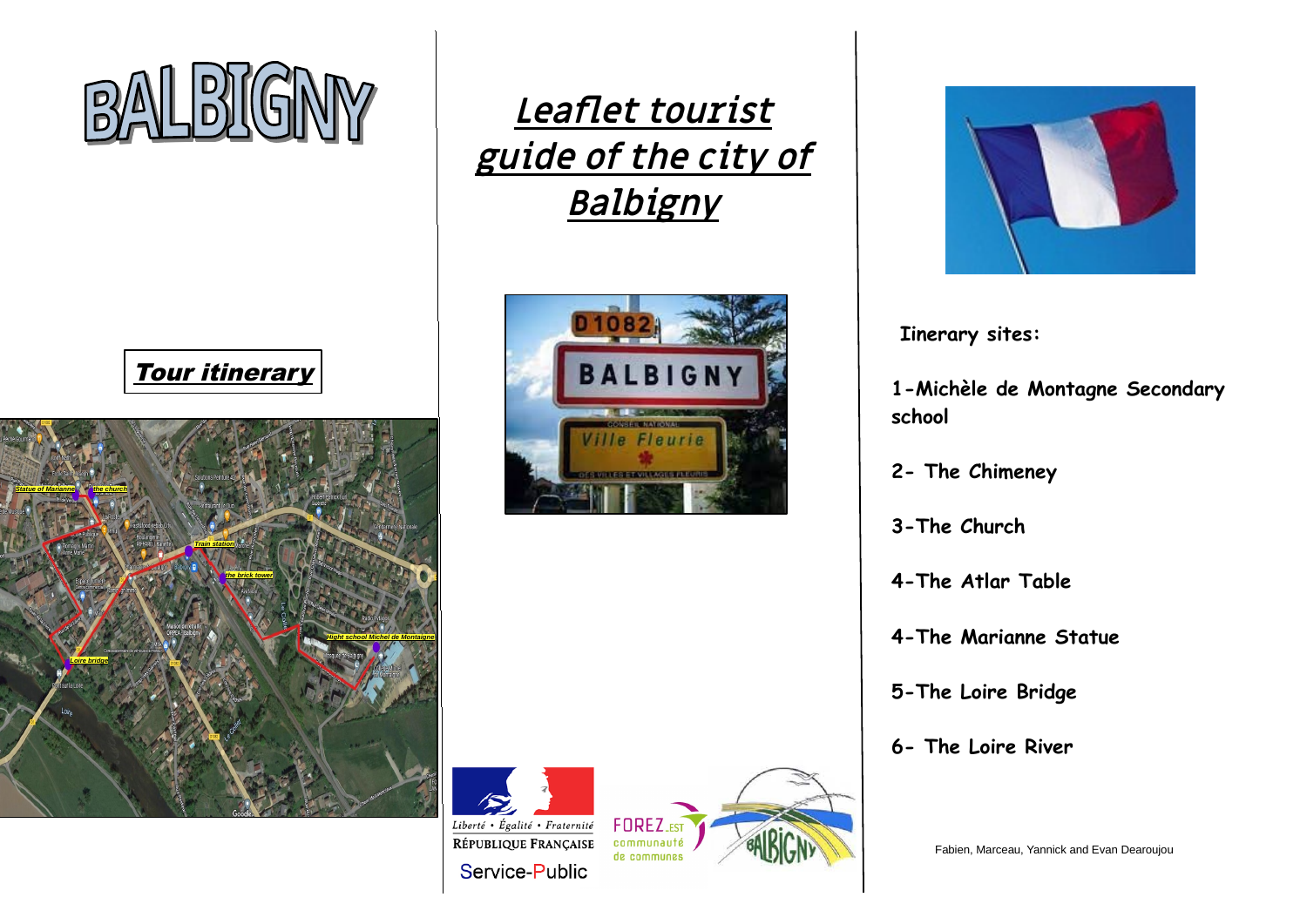# BALBIGNY

## Tour itinerary

# Leaflet tourist guide of the city of Balbigny

Iinerary sites:

1-Michèle de Montagne Secondary school

2- The Chimeney

3-The Church

4-The Atlar Table

4-The Marianne Statue

5-The Loire Bridge

6- The Loire River

Fabien, Marceau, Yannick and Evan Dearoujou